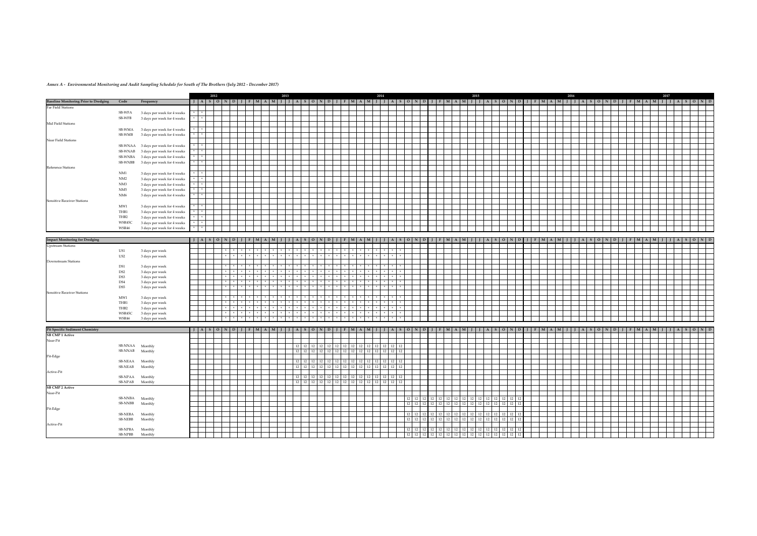*Annex A - Environmental Monitoring and Audit Sampling Schedule for South of The Brothers (July 2012 - December 2017)*

| | | | 2012 | | | | | | 2013 | | | | | | | | | | | | 2014 | | | | | | | | | | | | 2015 | | | | | | | | | | | | 2016 | | | | | | | | | | | | 2017 | | | | | | | | | | | |
|---|---|---|---|---|---|---|---|---|---|---|---|---|---|---|---|---|---|---|---|---|---|---|---|---|---|---|---|---|---|---|---|---|---|---|---|---|---|---|---|---|---|---|---|---|---|---|---|---|---|---|---|---|---|---|---|---|---|---|---|---|---|---|---|---|---|---|---|---|
| **Baseline Monitoring Prior to Dredging** | **Code** | **Frequency** | J | A | S | O | N | D | J | F | M | A | M | J | J | A | S | O | N | D | J | F | M | A | M | J | J | A | S | O | N | D | J | F | M | A | M | J | J | A | S | O | N | D | J | F | M | A | M | J | J | A | S | O | N | D | J | F | M | A | M | J | J | A | S | O | N | D |
| Far Field Stations | | | | | | | | | | | | | | | | | | | | | | | | | | | | | | | | | | | | | | | | | | | | | | | | | | | | | | | | | | | | | | | | | | | | |
| | SB-WFA | 3 days per week for 4 weeks | * | * | | | | | | | | | | | | | | | | | | | | | | | | | | | | | | | | | | | | | | | | | | | | | | | | | | | | | | | | | | | | | | | |
| | SB-WFB | 3 days per week for 4 weeks | * | * | | | | | | | | | | | | | | | | | | | | | | | | | | | | | | | | | | | | | | | | | | | | | | | | | | | | | | | | | | | | | | |
| Mid Field Stations | | | | | | | | | | | | | | | | | | | | | | | | | | | | | | | | | | | | | | | | | | | | | | | | | | | | | | | | | | | | | | | | | | | | |
| | SB-WMA | 3 days per week for 4 weeks | * | * | | | | | | | | | | | | | | | | | | | | | | | | | | | | | | | | | | | | | | | | | | | | | | | | | | | | | | | | | | | | | |
| | SB-WMB | 3 days per week for 4 weeks | * | * | | | | | | | | | | | | | | | | | | | | | | | | | | | | | | | | | | | | | | | | | | | | | | | | | | | | | | | | | | | | | |
| Near Field Stations | | | | | | | | | | | | | | | | | | | | | | | | | | | | | | | | | | | | | | | | | | | | | | | | | | | | | | | | | | | | | | | | | | | | |
| | SB-WNAA | 3 days per week for 4 weeks | * | * | | | | | | | | | | | | | | | | | | | | | | | | | | | | | | | | | | | | | | | | | | | | | | | | | | | | | | | | | | | | | |
| | SB-WNAB | 3 days per week for 4 weeks | * | * | | | | | | | | | | | | | | | | | | | | | | | | | | | | | | | | | | | | | | | | | | | | | | | | | | | | | | | | | | | | |
| | SB-WNBA | 3 days per week for 4 weeks | * | * | | | | | | | | | | | | | | | | | | | | | | | | | | | | | | | | | | | | | | | | | | | | | | | | | | | | | | | | | | | | |
| | SB-WNBB | 3 days per week for 4 weeks | * | * | | | | | | | | | | | | | | | | | | | | | | | | | | | | | | | | | | | | | | | | | | | | | | | | | | | | | | | | | | | | | |
| Reference Stations | | | | | | | | | | | | | | | | | | | | | | | | | | | | | | | | | | | | | | | | | | | | | | | | | | | | | | | | | | | | | | | | | | | | |
| | NM1 | 3 days per week for 4 weeks | * | * | | | | | | | | | | | | | | | | | | | | | | | | | | | | | | | | | | | | | | | | | | | | | | | | | | | | | | | | | | | | | |
| | NM2 | 3 days per week for 4 weeks | * | * | | | | | | | | | | | | | | | | | | | | | | | | | | | | | | | | | | | | | | | | | | | | | | | | | | | | | | | | | | | | |
| | NM3 | 3 days per week for 4 weeks | * | * | | | | | | | | | | | | | | | | | | | | | | | | | | | | | | | | | | | | | | | | | | | | | | | | | | | | | | | | | | | | |
| | NM5 | 3 days per week for 4 weeks | * | * | | | | | | | | | | | | | | | | | | | | | | | | | | | | | | | | | | | | | | | | | | | | | | | | | | | | | | | | | | | | |
| | NM6 | 3 days per week for 4 weeks | * | * | | | | | | | | | | | | | | | | | | | | | | | | | | | | | | | | | | | | | | | | | | | | | | | | | | | | | | | | | | | | |
| Sensitive Receiver Stations | | | | | | | | | | | | | | | | | | | | | | | | | | | | | | | | | | | | | | | | | | | | | | | | | | | | | | | | | | | | | | | | | | | | |
| | MW1 | 3 days per week for 4 weeks | * | * | | | | | | | | | | | | | | | | | | | | | | | | | | | | | | | | | | | | | | | | | | | | | | | | | | | | | | | | | | | | | |
| | THB1 | 3 days per week for 4 weeks | * | * | | | | | | | | | | | | | | | | | | | | | | | | | | | | | | | | | | | | | | | | | | | | | | | | | | | | | | | | | | | | | |
| | THB2 | 3 days per week for 4 weeks | * | * | | | | | | | | | | | | | | | | | | | | | | | | | | | | | | | | | | | | | | | | | | | | | | | | | | | | | | | | | | | | | |
| | WSR45C | 3 days per week for 4 weeks | * | * | | | | | | | | | | | | | | | | | | | | | | | | | | | | | | | | | | | | | | | | | | | | | | | | | | | | | | | | | | | | |
| | WSR46 | 3 days per week for 4 weeks | * | * | | | | | | | | | | | | | | | | | | | | | | | | | | | | | | | | | | | | | | | | | | | | | | | | | | | | | | | | | | | | | |
| **Impact Monitoring for Dredging** | | | J | A | S | O | N | D | J | F | M | A | M | J | J | A | S | O | N | D | J | F | M | A | M | J | J | A | S | O | N | D | J | F | M | A | M | J | J | A | S | O | N | D | J | F | M | A | M | J | J | A | S | O | N | D | J | F | M | A | M | J | J | A | S | O | N | D |
| Upstream Stations | | | | | | | | | | | | | | | | | | | | | | | | | | | | | | | | | | | | | | | | | | | | | | | | | | | | | | | | | | | | | | | | | | | | |
| | US1 | 3 days per week | | | * | * | * | * | * | * | * | * | * | * | * | * | * | * | * | * | * | * | * | * | * | * | * | * | | | | | | | | | | | | | | | | | | | | | | | | | | | | | | | | | | | | | | | | |
| | US2 | 3 days per week | | | * | * | * | * | * | * | * | * | * | * | * | * | * | * | * | * | * | * | * | * | * | * | * | * | | | | | | | | | | | | | | | | | | | | | | | | | | | | | | | | | | | | | | | | |
| Downstream Stations | | | | | | | | | | | | | | | | | | | | | | | | | | | | | | | | | | | | | | | | | | | | | | | | | | | | | | | | | | | | | | | | | | | | |
| | DS1 | 3 days per week | | | * | * | * | * | * | * | * | * | * | * | * | * | * | * | * | * | * | * | * | * | * | * | * | * | | | | | | | | | | | | | | | | | | | | | | | | | | | | | | | | | | | | | | | | |
| | DS2 | 3 days per week | | | * | * | * | * | * | * | * | * | * | * | * | * | * | * | * | * | * | * | * | * | * | * | * | * | | | | | | | | | | | | | | | | | | | | | | | | | | | | | | | | | | | | | | | | |
| | DS3 | 3 days per week | | | * | * | * | * | * | * | * | * | * | * | * | * | * | * | * | * | * | * | * | * | * | * | * | * | | | | | | | | | | | | | | | | | | | | | | | | | | | | | | | | | | | | | | | | |
| | DS4 | 3 days per week | | | * | * | * | * | * | * | * | * | * | * | * | * | * | * | * | * | * | * | * | * | * | * | * | * | | | | | | | | | | | | | | | | | | | | | | | | | | | | | | | | | | | | | | | | |
| | DS5 | 3 days per week | | | * | * | * | * | * | * | * | * | * | * | * | * | * | * | * | * | * | * | * | * | * | * | * | * | | | | | | | | | | | | | | | | | | | | | | | | | | | | | | | | | | | | | | | | |
| Sensitive Receiver Stations | | | | | | | | | | | | | | | | | | | | | | | | | | | | | | | | | | | | | | | | | | | | | | | | | | | | | | | | | | | | | | | | | | | | |
| | MW1 | 3 days per week | | | * | * | * | * | * | * | * | * | * | * | * | * | * | * | * | * | * | * | * | * | * | * | * | * | | | | | | | | | | | | | | | | | | | | | | | | | | | | | | | | | | | | | | | | |
| | THB1 | 3 days per week | | | * | * | * | * | * | * | * | * | * | * | * | * | * | * | * | * | * | * | * | * | * | * | * | * | | | | | | | | | | | | | | | | | | | | | | | | | | | | | | | | | | | | | | | | |
| | THB2 | 3 days per week | | | * | * | * | * | * | * | * | * | * | * | * | * | * | * | * | * | * | * | * | * | * | * | * | * | | | | | | | | | | | | | | | | | | | | | | | | | | | | | | | | | | | | | | | | |
| | WSR45C | 3 days per week | | | * | * | * | * | * | * | * | * | * | * | * | * | * | * | * | * | * | * | * | * | * | * | * | * | | | | | | | | | | | | | | | | | | | | | | | | | | | | | | | | | | | | | | | | |
| | WSR46 | 3 days per week | | | * | * | * | * | * | * | * | * | * | * | * | * | * | * | * | * | * | * | * | * | * | * | * | * | | | | | | | | | | | | | | | | | | | | | | | | | | | | | | | | | | | | | | | | |
| **Pit Specific Sediment Chemistry** | | | J | A | S | O | N | D | J | F | M | A | M | J | J | A | S | O | N | D | J | F | M | A | M | J | J | A | S | O | N | D | J | F | M | A | M | J | J | A | S | O | N | D | J | F | M | A | M | J | J | A | S | O | N | D | J | F | M | A | M | J | J | A | S | O | N | D |
| **SB CMP 1 Active** | | | | | | | | | | | | | | | | | | | | | | | | | | | | | | | | | | | | | | | | | | | | | | | | | | | | | | | | | | | | | | | | | | | | |
| Near-Pit | | | | | | | | | | | | | | | | | | | | | | | | | | | | | | | | | | | | | | | | | | | | | | | | | | | | | | | | | | | | | | | | | | | | |
| | SB-NNAA | Monthly | | | | | | | | | | | | | 12 | 12 | 12 | 12 | 12 | 12 | 12 | 12 | 12 | 12 | 12 | 12 | 12 | 12 | | | | | | | | | | | | | | | | | | | | | | | | | | | | | | | | | | | | | | | | |
| | SB-NNAB | Monthly | | | | | | | | | | | | | 12 | 12 | 12 | 12 | 12 | 12 | 12 | 12 | 12 | 12 | 12 | 12 | 12 | 12 | | | | | | | | | | | | | | | | | | | | | | | | | | | | | | | | | | | | | | | | |
| Pit-Edge | | | | | | | | | | | | | | | | | | | | | | | | | | | | | | | | | | | | | | | | | | | | | | | | | | | | | | | | | | | | | | | | | | | | |
| | SB-NEAA | Monthly | | | | | | | | | | | | | 12 | 12 | 12 | 12 | 12 | 12 | 12 | 12 | 12 | 12 | 12 | 12 | 12 | 12 | | | | | | | | | | | | | | | | | | | | | | | | | | | | | | | | | | | | | | | | |
| | SB-NEAB | Monthly | | | | | | | | | | | | | 12 | 12 | 12 | 12 | 12 | 12 | 12 | 12 | 12 | 12 | 12 | 12 | 12 | 12 | | | | | | | | | | | | | | | | | | | | | | | | | | | | | | | | | | | | | | | | |
| Active-Pit | | | | | | | | | | | | | | | | | | | | | | | | | | | | | | | | | | | | | | | | | | | | | | | | | | | | | | | | | | | | | | | | | | | | |
| | SB-NPAA | Monthly | | | | | | | | | | | | | 12 | 12 | 12 | 12 | 12 | 12 | 12 | 12 | 12 | 12 | 12 | 12 | 12 | 12 | | | | | | | | | | | | | | | | | | | | | | | | | | | | | | | | | | | | | | | | |
| | SB-NPAB | Monthly | | | | | | | | | | | | | 12 | 12 | 12 | 12 | 12 | 12 | 12 | 12 | 12 | 12 | 12 | 12 | 12 | 12 | | | | | | | | | | | | | | | | | | | | | | | | | | | | | | | | | | | | | | | | |
| **SB CMP 2 Active** | | | | | | | | | | | | | | | | | | | | | | | | | | | | | | | | | | | | | | | | | | | | | | | | | | | | | | | | | | | | | | | | | | | | |
| Near-Pit | | | | | | | | | | | | | | | | | | | | | | | | | | | | | | | | | | | | | | | | | | | | | | | | | | | | | | | | | | | | | | | | | | | | |
| | SB-NNBA | Monthly | | | | | | | | | | | | | | | | | | | | | | | | | | | 12 | 12 | 12 | 12 | 12 | 12 | 12 | 12 | 12 | 12 | 12 | 12 | 12 | 12 | 12 | | | | | | | | | | | | | | | | | | | | | | | | | |
| | SB-NNBB | Monthly | | | | | | | | | | | | | | | | | | | | | | | | | | | 12 | 12 | 12 | 12 | 12 | 12 | 12 | 12 | 12 | 12 | 12 | 12 | 12 | 12 | 12 | | | | | | | | | | | | | | | | | | | | | | | | | |
| Pit-Edge | | | | | | | | | | | | | | | | | | | | | | | | | | | | | | | | | | | | | | | | | | | | | | | | | | | | | | | | | | | | | | | | | | | | |
| | SB-NEBA | Monthly | | | | | | | | | | | | | | | | | | | | | | | | | | | 12 | 12 | 12 | 12 | 12 | 12 | 12 | 12 | 12 | 12 | 12 | 12 | 12 | 12 | 12 | | | | | | | | | | | | | | | | | | | | | | | | | |
| | SB-NEBB | Monthly | | | | | | | | | | | | | | | | | | | | | | | | | | | 12 | 12 | 12 | 12 | 12 | 12 | 12 | 12 | 12 | 12 | 12 | 12 | 12 | 12 | 12 | | | | | | | | | | | | | | | | | | | | | | | | | |
| Active-Pit | | | | | | | | | | | | | | | | | | | | | | | | | | | | | | | | | | | | | | | | | | | | | | | | | | | | | | | | | | | | | | | | | | | | |
| | SB-NPBA | Monthly | | | | | | | | | | | | | | | | | | | | | | | | | | | 12 | 12 | 12 | 12 | 12 | 12 | 12 | 12 | 12 | 12 | 12 | 12 | 12 | 12 | 12 | | | | | | | | | | | | | | | | | | | | | | | | | |
| | SB-NPBB | Monthly | | | | | | | | | | | | | | | | | | | | | | | | | | | 12 | 12 | 12 | 12 | 12 | 12 | 12 | 12 | 12 | 12 | 12 | 12 | 12 | 12 | 12 | | | | | | | | | | | | | | | | | | | | | | | | | |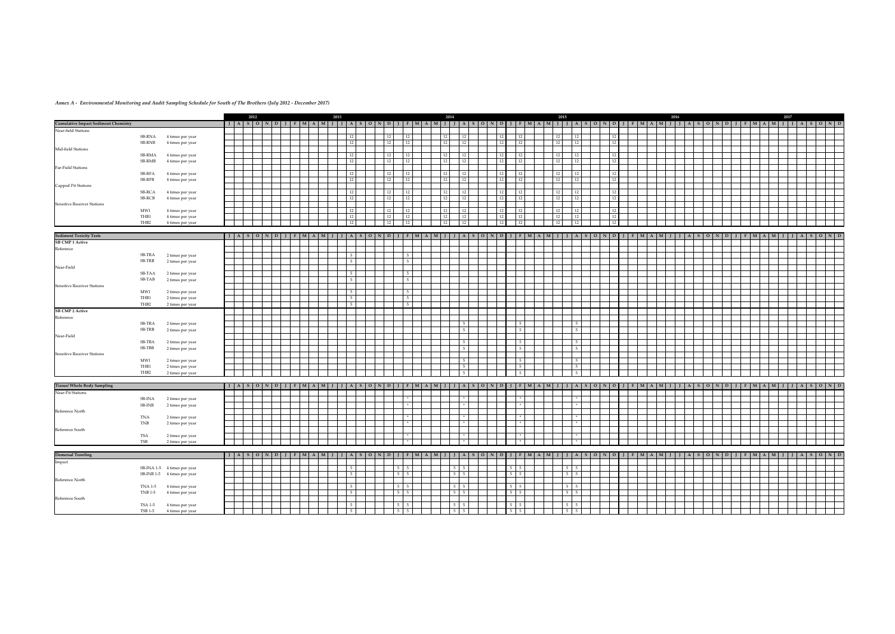*Annex A - Environmental Monitoring and Audit Sampling Schedule for South of The Brothers (July 2012 - December 2017)*

| | | 2012 | | | | | | 2013 | | | | | | | | | | | | 2014 | | | | | | | | | | | | 2015 | | | | | | | | | | | | 2016 | | | | | | | | | | | | 2017 | | | | | | | | | | | |
|---|---|---|---|---|---|---|---|---|---|---|---|---|---|---|---|---|---|---|---|---|---|---|---|---|---|---|---|---|---|---|---|---|---|---|---|---|---|---|---|---|---|---|---|---|---|---|---|---|---|---|---|---|---|---|---|---|---|---|---|---|---|---|---|---|---|---|---|
| **Cumulative Impact Sediment Chemistry** | | J | A | S | O | N | D | J | F | M | A | M | J | J | A | S | O | N | D | J | F | M | A | M | J | J | A | S | O | N | D | J | F | M | A | M | J | J | A | S | O | N | D | J | F | M | A | M | J | J | A | S | O | N | D | J | F | M | A | M | J | J | A | S | O | N | D |
| Near-field Stations | | | | | | | | | | | | | | | | | | | | | | | | | | | | | | | | | | | | | | | | | | | | | | | | | | | | | | | | | | | | | | | | | |
| SB-RNA | 4 times per year | | | | | | | | | | | | | | 12 | | | | 12 | | 12 | | | | 12 | | 12 | | | | 12 | | 12 | | | | 12 | | 12 | | | | 12 | | | | | | | | | | | | | | | | | | | | | | | | |
| SB-RNB | 4 times per year | | | | | | | | | | | | | | 12 | | | | 12 | | 12 | | | | 12 | | 12 | | | | 12 | | 12 | | | | 12 | | 12 | | | | 12 | | | | | | | | | | | | | | | | | | | | | | | | |
| Mid-field Stations | | | | | | | | | | | | | | | | | | | | | | | | | | | | | | | | | | | | | | | | | | | | | | | | | | | | | | | | | | | | | | | | | |
| SB-RMA | 4 times per year | | | | | | | | | | | | | | 12 | | | | 12 | | 12 | | | | 12 | | 12 | | | | 12 | | 12 | | | | 12 | | 12 | | | | 12 | | | | | | | | | | | | | | | | | | | | | | | | |
| SB-RMB | 4 times per year | | | | | | | | | | | | | | 12 | | | | 12 | | 12 | | | | 12 | | 12 | | | | 12 | | 12 | | | | 12 | | 12 | | | | 12 | | | | | | | | | | | | | | | | | | | | | | | | |
| Far-Field Stations | | | | | | | | | | | | | | | | | | | | | | | | | | | | | | | | | | | | | | | | | | | | | | | | | | | | | | | | | | | | | | | | | |
| SB-RFA | 4 times per year | | | | | | | | | | | | | | 12 | | | | 12 | | 12 | | | | 12 | | 12 | | | | 12 | | 12 | | | | 12 | | 12 | | | | 12 | | | | | | | | | | | | | | | | | | | | | | | | |
| SB-RFB | 4 times per year | | | | | | | | | | | | | | 12 | | | | 12 | | 12 | | | | 12 | | 12 | | | | 12 | | 12 | | | | 12 | | 12 | | | | 12 | | | | | | | | | | | | | | | | | | | | | | | | |
| Capped Pit Stations | | | | | | | | | | | | | | | | | | | | | | | | | | | | | | | | | | | | | | | | | | | | | | | | | | | | | | | | | | | | | | | | | |
| SB-RCA | 4 times per year | | | | | | | | | | | | | | 12 | | | | 12 | | 12 | | | | 12 | | 12 | | | | 12 | | 12 | | | | 12 | | 12 | | | | 12 | | | | | | | | | | | | | | | | | | | | | | | | |
| SB-RCB | 4 times per year | | | | | | | | | | | | | | 12 | | | | 12 | | 12 | | | | 12 | | 12 | | | | 12 | | 12 | | | | 12 | | 12 | | | | 12 | | | | | | | | | | | | | | | | | | | | | | | | |
| Sensitive Receiver Stations | | | | | | | | | | | | | | | | | | | | | | | | | | | | | | | | | | | | | | | | | | | | | | | | | | | | | | | | | | | | | | | | | |
| MW1 | 4 times per year | | | | | | | | | | | | | | 12 | | | | 12 | | 12 | | | | 12 | | 12 | | | | 12 | | 12 | | | | 12 | | 12 | | | | 12 | | | | | | | | | | | | | | | | | | | | | | | | |
| THB1 | 4 times per year | | | | | | | | | | | | | | 12 | | | | 12 | | 12 | | | | 12 | | 12 | | | | 12 | | 12 | | | | 12 | | 12 | | | | 12 | | | | | | | | | | | | | | | | | | | | | | | | |
| THB2 | 4 times per year | | | | | | | | | | | | | | 12 | | | | 12 | | 12 | | | | 12 | | 12 | | | | 12 | | 12 | | | | 12 | | 12 | | | | 12 | | | | | | | | | | | | | | | | | | | | | | | | |

| **Sediment Toxicity Tests** | | J | A | S | O | N | D | J | F | M | A | M | J | J | A | S | O | N | D | J | F | M | A | M | J | J | A | S | O | N | D | J | F | M | A | M | J | J | A | S | O | N | D | J | F | M | A | M | J | J | A | S | O | N | D | J | F | M | A | M | J | J | A | S | O | N | D |
|---|---|---|---|---|---|---|---|---|---|---|---|---|---|---|---|---|---|---|---|---|---|---|---|---|---|---|---|---|---|---|---|---|---|---|---|---|---|---|---|---|---|---|---|---|---|---|---|---|---|---|---|---|---|---|---|---|---|---|---|---|---|---|---|---|---|---|---|
| **SB CMP 1 Active** | | | | | | | | | | | | | | | | | | | | | | | | | | | | | | | | | | | | | | | | | | | | | | | | | | | | | | | | | | | | | | | | | |
| Reference | | | | | | | | | | | | | | | | | | | | | | | | | | | | | | | | | | | | | | | | | | | | | | | | | | | | | | | | | | | | | | | | | |
| SB-TRA | 2 times per year | | | | | | | | | | | | | | 5 | | | | | | 5 | | | | | | | | | | | | | | | | | | | | | | | | | | | | | | | | | | | | | | | | | | | | | | |
| SB-TRB | 2 times per year | | | | | | | | | | | | | | 5 | | | | | | 5 | | | | | | | | | | | | | | | | | | | | | | | | | | | | | | | | | | | | | | | | | | | | | | |
| Near-Field | | | | | | | | | | | | | | | | | | | | | | | | | | | | | | | | | | | | | | | | | | | | | | | | | | | | | | | | | | | | | | | | | |
| SB-TAA | 2 times per year | | | | | | | | | | | | | | 5 | | | | | | 5 | | | | | | | | | | | | | | | | | | | | | | | | | | | | | | | | | | | | | | | | | | | | | | |
| SB-TAB | 2 times per year | | | | | | | | | | | | | | 5 | | | | | | 5 | | | | | | | | | | | | | | | | | | | | | | | | | | | | | | | | | | | | | | | | | | | | | | |
| Sensitive Receiver Stations | | | | | | | | | | | | | | | | | | | | | | | | | | | | | | | | | | | | | | | | | | | | | | | | | | | | | | | | | | | | | | | | | |
| MW1 | 2 times per year | | | | | | | | | | | | | | 5 | | | | | | 5 | | | | | | | | | | | | | | | | | | | | | | | | | | | | | | | | | | | | | | | | | | | | | | |
| THB1 | 2 times per year | | | | | | | | | | | | | | 5 | | | | | | 5 | | | | | | | | | | | | | | | | | | | | | | | | | | | | | | | | | | | | | | | | | | | | | | |
| THB2 | 2 times per year | | | | | | | | | | | | | | 5 | | | | | | 5 | | | | | | | | | | | | | | | | | | | | | | | | | | | | | | | | | | | | | | | | | | | | | | |
| **SB CMP 2 Active** | | | | | | | | | | | | | | | | | | | | | | | | | | | | | | | | | | | | | | | | | | | | | | | | | | | | | | | | | | | | | | | | | |
| Reference | | | | | | | | | | | | | | | | | | | | | | | | | | | | | | | | | | | | | | | | | | | | | | | | | | | | | | | | | | | | | | | | | |
| SB-TRA | 2 times per year | | | | | | | | | | | | | | | | | | | | | | | | | | 5 | | | | | | 5 | | | | | | 5 | | | | | | | | | | | | | | | | | | | | | | | | | | | | |
| SB-TRB | 2 times per year | | | | | | | | | | | | | | | | | | | | | | | | | | 5 | | | | | | 5 | | | | | | 5 | | | | | | | | | | | | | | | | | | | | | | | | | | | | |
| Near-Field | | | | | | | | | | | | | | | | | | | | | | | | | | | | | | | | | | | | | | | | | | | | | | | | | | | | | | | | | | | | | | | | | |
| SB-TBA | 2 times per year | | | | | | | | | | | | | | | | | | | | | | | | | | 5 | | | | | | 5 | | | | | | 5 | | | | | | | | | | | | | | | | | | | | | | | | | | | | |
| SB-TBB | 2 times per year | | | | | | | | | | | | | | | | | | | | | | | | | | 5 | | | | | | 5 | | | | | | 5 | | | | | | | | | | | | | | | | | | | | | | | | | | | | |
| Sensitive Receiver Stations | | | | | | | | | | | | | | | | | | | | | | | | | | | | | | | | | | | | | | | | | | | | | | | | | | | | | | | | | | | | | | | | | |
| MW1 | 2 times per year | | | | | | | | | | | | | | | | | | | | | | | | | | 5 | | | | | | 5 | | | | | | 5 | | | | | | | | | | | | | | | | | | | | | | | | | | | | |
| THB1 | 2 times per year | | | | | | | | | | | | | | | | | | | | | | | | | | 5 | | | | | | 5 | | | | | | 5 | | | | | | | | | | | | | | | | | | | | | | | | | | | | |
| THB2 | 2 times per year | | | | | | | | | | | | | | | | | | | | | | | | | | 5 | | | | | | 5 | | | | | | 5 | | | | | | | | | | | | | | | | | | | | | | | | | | | | |

| **Tissue/ Whole Body Sampling** | | J | A | S | O | N | D | J | F | M | A | M | J | J | A | S | O | N | D | J | F | M | A | M | J | J | A | S | O | N | D | J | F | M | A | M | J | J | A | S | O | N | D | J | F | M | A | M | J | J | A | S | O | N | D | J | F | M | A | M | J | J | A | S | O | N | D |
|---|---|---|---|---|---|---|---|---|---|---|---|---|---|---|---|---|---|---|---|---|---|---|---|---|---|---|---|---|---|---|---|---|---|---|---|---|---|---|---|---|---|---|---|---|---|---|---|---|---|---|---|---|---|---|---|---|---|---|---|---|---|---|---|---|---|---|---|
| Near-Pit Stations | | | | | | | | | | | | | | | | | | | | | | | | | | | | | | | | | | | | | | | | | | | | | | | | | | | | | | | | | | | | | | | | | |
| SB-INA | 2 times per year | | | | | | | | | | | | | | | | | | | | * | | | | | | * | | | | | | * | | | | | | * | | | | | | | | | | | | | | | | | | | | | | | | | | | | |
| SB-INB | 2 times per year | | | | | | | | | | | | | | | | | | | | * | | | | | | * | | | | | | * | | | | | | * | | | | | | | | | | | | | | | | | | | | | | | | | | | | |
| Reference North | | | | | | | | | | | | | | | | | | | | | | | | | | | | | | | | | | | | | | | | | | | | | | | | | | | | | | | | | | | | | | | | | |
| TNA | 2 times per year | | | | | | | | | | | | | | | | | | | | * | | | | | | * | | | | | | * | | | | | | * | | | | | | | | | | | | | | | | | | | | | | | | | | | | |
| TNB | 2 times per year | | | | | | | | | | | | | | | | | | | | * | | | | | | * | | | | | | * | | | | | | * | | | | | | | | | | | | | | | | | | | | | | | | | | | | |
| Reference South | | | | | | | | | | | | | | | | | | | | | | | | | | | | | | | | | | | | | | | | | | | | | | | | | | | | | | | | | | | | | | | | | |
| TSA | 2 times per year | | | | | | | | | | | | | | | | | | | | * | | | | | | * | | | | | | * | | | | | | * | | | | | | | | | | | | | | | | | | | | | | | | | | | | |
| TSB | 2 times per year | | | | | | | | | | | | | | | | | | | | * | | | | | | * | | | | | | * | | | | | | * | | | | | | | | | | | | | | | | | | | | | | | | | | | | |

| **Demersal Trawling** | | J | A | S | O | N | D | J | F | M | A | M | J | J | A | S | O | N | D | J | F | M | A | M | J | J | A | S | O | N | D | J | F | M | A | M | J | J | A | S | O | N | D | J | F | M | A | M | J | J | A | S | O | N | D | J | F | M | A | M | J | J | A | S | O | N | D |
|---|---|---|---|---|---|---|---|---|---|---|---|---|---|---|---|---|---|---|---|---|---|---|---|---|---|---|---|---|---|---|---|---|---|---|---|---|---|---|---|---|---|---|---|---|---|---|---|---|---|---|---|---|---|---|---|---|---|---|---|---|---|---|---|---|---|---|---|
| Impact | | | | | | | | | | | | | | | | | | | | | | | | | | | | | | | | | | | | | | | | | | | | | | | | | | | | | | | | | | | | | | | | | |
| SB-INA 1-5 | 4 times per year | | | | | | | | | | | | | | 5 | | | | | 5 | 5 | | | | | 5 | 5 | | | | | 5 | 5 | | | | | 5 | 5 | | | | | | | | | | | | | | | | | | | | | | | | | | | | |
| SB-INB 1-5 | 4 times per year | | | | | | | | | | | | | | 5 | | | | | 5 | 5 | | | | | 5 | 5 | | | | | 5 | 5 | | | | | 5 | 5 | | | | | | | | | | | | | | | | | | | | | | | | | | | | |
| Reference North | | | | | | | | | | | | | | | | | | | | | | | | | | | | | | | | | | | | | | | | | | | | | | | | | | | | | | | | | | | | | | | | | |
| TNA 1-5 | 4 times per year | | | | | | | | | | | | | | 5 | | | | | 5 | 5 | | | | | 5 | 5 | | | | | 5 | 5 | | | | | 5 | 5 | | | | | | | | | | | | | | | | | | | | | | | | | | | | |
| TNB 1-5 | 4 times per year | | | | | | | | | | | | | | 5 | | | | | 5 | 5 | | | | | 5 | 5 | | | | | 5 | 5 | | | | | 5 | 5 | | | | | | | | | | | | | | | | | | | | | | | | | | | | |
| Reference South | | | | | | | | | | | | | | | | | | | | | | | | | | | | | | | | | | | | | | | | | | | | | | | | | | | | | | | | | | | | | | | | | |
| TSA 1-5 | 4 times per year | | | | | | | | | | | | | | 5 | | | | | 5 | 5 | | | | | 5 | 5 | | | | | 5 | 5 | | | | | 5 | 5 | | | | | | | | | | | | | | | | | | | | | | | | | | | | |
| TSB 1-5 | 4 times per year | | | | | | | | | | | | | | 5 | | | | | 5 | 5 | | | | | 5 | 5 | | | | | 5 | 5 | | | | | 5 | 5 | | | | | | | | | | | | | | | | | | | | | | | | | | | | |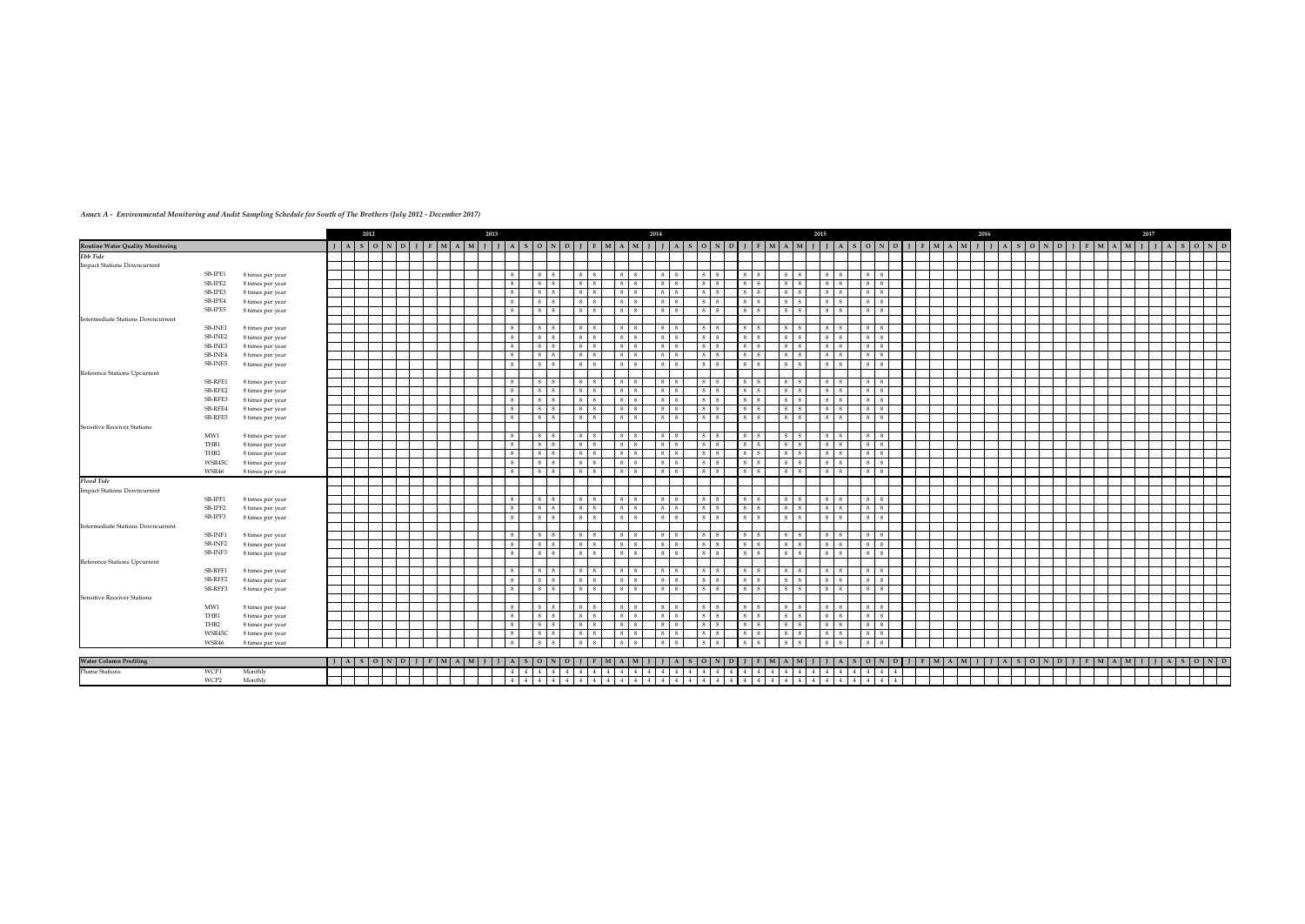***Annex A - Environmental Monitoring and Audit Sampling Schedule for South of The Brothers (July 2012 - December 2017)***

| | | | 2012 | | | | | | 2013 | | | | | | | | | | | | 2014 | | | | | | | | | | | | 2015 | | | | | | | | | | | | 2016 | | | | | | | | | | | | 2017 | | | | | | | | | | | |
|---|---|---|---|---|---|---|---|---|---|---|---|---|---|---|---|---|---|---|---|---|---|---|---|---|---|---|---|---|---|---|---|---|---|---|---|---|---|---|---|---|---|---|---|---|---|---|---|---|---|---|---|---|---|---|---|---|---|---|---|---|---|---|---|---|---|---|---|---|
| **Routine Water Quality Monitoring** | | | J | A | S | O | N | D | J | F | M | A | M | J | J | A | S | O | N | D | J | F | M | A | M | J | J | A | S | O | N | D | J | F | M | A | M | J | J | A | S | O | N | D | J | F | M | A | M | J | J | A | S | O | N | D | J | F | M | A | M | J | J | A | S | O | N | D |
| *Ebb Tide* | | | | | | | | | | | | | | | | | | | | | | | | | | | | | | | | | | | | | | | | | | | | | | | | | | | | | | | | | | | | | | | | | | |
| Impact Stations Downcurrent | | | | | | | | | | | | | | | | | | | | | | | | | | | | | | | | | | | | | | | | | | | | | | | | | | | | | | | | | | | | | | | | | | |
| | SB-IPE1 | 8 times per year | | | | | | | | | | | | | | 8 | | 8 | 8 | | 8 | 8 | | 8 | 8 | | 8 | 8 | | 8 | 8 | | 8 | 8 | | 8 | 8 | | 8 | 8 | | 8 | 8 | | | | | | | | | | | | | | | | | | | | | | | | | |
| | SB-IPE2 | 8 times per year | | | | | | | | | | | | | | 8 | | 8 | 8 | | 8 | 8 | | 8 | 8 | | 8 | 8 | | 8 | 8 | | 8 | 8 | | 8 | 8 | | 8 | 8 | | 8 | 8 | | | | | | | | | | | | | | | | | | | | | | | | | |
| | SB-IPE3 | 8 times per year | | | | | | | | | | | | | | 8 | | 8 | 8 | | 8 | 8 | | 8 | 8 | | 8 | 8 | | 8 | 8 | | 8 | 8 | | 8 | 8 | | 8 | 8 | | 8 | 8 | | | | | | | | | | | | | | | | | | | | | | | | | |
| | SB-IPE4 | 8 times per year | | | | | | | | | | | | | | 8 | | 8 | 8 | | 8 | 8 | | 8 | 8 | | 8 | 8 | | 8 | 8 | | 8 | 8 | | 8 | 8 | | 8 | 8 | | 8 | 8 | | | | | | | | | | | | | | | | | | | | | | | | | |
| | SB-IPE5 | 8 times per year | | | | | | | | | | | | | | 8 | | 8 | 8 | | 8 | 8 | | 8 | 8 | | 8 | 8 | | 8 | 8 | | 8 | 8 | | 8 | 8 | | 8 | 8 | | 8 | 8 | | | | | | | | | | | | | | | | | | | | | | | | | |
| Intermediate Stations Downcurrent | | | | | | | | | | | | | | | | | | | | | | | | | | | | | | | | | | | | | | | | | | | | | | | | | | | | | | | | | | | | | | | | | | |
| | SB-INE1 | 8 times per year | | | | | | | | | | | | | | 8 | | 8 | 8 | | 8 | 8 | | 8 | 8 | | 8 | 8 | | 8 | 8 | | 8 | 8 | | 8 | 8 | | 8 | 8 | | 8 | 8 | | | | | | | | | | | | | | | | | | | | | | | | | |
| | SB-INE2 | 8 times per year | | | | | | | | | | | | | | 8 | | 8 | 8 | | 8 | 8 | | 8 | 8 | | 8 | 8 | | 8 | 8 | | 8 | 8 | | 8 | 8 | | 8 | 8 | | 8 | 8 | | | | | | | | | | | | | | | | | | | | | | | | | |
| | SB-INE3 | 8 times per year | | | | | | | | | | | | | | 8 | | 8 | 8 | | 8 | 8 | | 8 | 8 | | 8 | 8 | | 8 | 8 | | 8 | 8 | | 8 | 8 | | 8 | 8 | | 8 | 8 | | | | | | | | | | | | | | | | | | | | | | | | | |
| | SB-INE4 | 8 times per year | | | | | | | | | | | | | | 8 | | 8 | 8 | | 8 | 8 | | 8 | 8 | | 8 | 8 | | 8 | 8 | | 8 | 8 | | 8 | 8 | | 8 | 8 | | 8 | 8 | | | | | | | | | | | | | | | | | | | | | | | | | |
| | SB-INE5 | 8 times per year | | | | | | | | | | | | | | 8 | | 8 | 8 | | 8 | 8 | | 8 | 8 | | 8 | 8 | | 8 | 8 | | 8 | 8 | | 8 | 8 | | 8 | 8 | | 8 | 8 | | | | | | | | | | | | | | | | | | | | | | | | | |
| Reference Stations Upcurrent | | | | | | | | | | | | | | | | | | | | | | | | | | | | | | | | | | | | | | | | | | | | | | | | | | | | | | | | | | | | | | | | | | |
| | SB-RFE1 | 8 times per year | | | | | | | | | | | | | | 8 | | 8 | 8 | | 8 | 8 | | 8 | 8 | | 8 | 8 | | 8 | 8 | | 8 | 8 | | 8 | 8 | | 8 | 8 | | 8 | 8 | | | | | | | | | | | | | | | | | | | | | | | | | |
| | SB-RFE2 | 8 times per year | | | | | | | | | | | | | | 8 | | 8 | 8 | | 8 | 8 | | 8 | 8 | | 8 | 8 | | 8 | 8 | | 8 | 8 | | 8 | 8 | | 8 | 8 | | 8 | 8 | | | | | | | | | | | | | | | | | | | | | | | | | |
| | SB-RFE3 | 8 times per year | | | | | | | | | | | | | | 8 | | 8 | 8 | | 8 | 8 | | 8 | 8 | | 8 | 8 | | 8 | 8 | | 8 | 8 | | 8 | 8 | | 8 | 8 | | 8 | 8 | | | | | | | | | | | | | | | | | | | | | | | | | |
| | SB-RFE4 | 8 times per year | | | | | | | | | | | | | | 8 | | 8 | 8 | | 8 | 8 | | 8 | 8 | | 8 | 8 | | 8 | 8 | | 8 | 8 | | 8 | 8 | | 8 | 8 | | 8 | 8 | | | | | | | | | | | | | | | | | | | | | | | | | |
| | SB-RFE5 | 8 times per year | | | | | | | | | | | | | | 8 | | 8 | 8 | | 8 | 8 | | 8 | 8 | | 8 | 8 | | 8 | 8 | | 8 | 8 | | 8 | 8 | | 8 | 8 | | 8 | 8 | | | | | | | | | | | | | | | | | | | | | | | | | |
| Sensitive Receiver Stations | | | | | | | | | | | | | | | | | | | | | | | | | | | | | | | | | | | | | | | | | | | | | | | | | | | | | | | | | | | | | | | | | | |
| | MW1 | 8 times per year | | | | | | | | | | | | | | 8 | | 8 | 8 | | 8 | 8 | | 8 | 8 | | 8 | 8 | | 8 | 8 | | 8 | 8 | | 8 | 8 | | 8 | 8 | | 8 | 8 | | | | | | | | | | | | | | | | | | | | | | | | | |
| | THB1 | 8 times per year | | | | | | | | | | | | | | 8 | | 8 | 8 | | 8 | 8 | | 8 | 8 | | 8 | 8 | | 8 | 8 | | 8 | 8 | | 8 | 8 | | 8 | 8 | | 8 | 8 | | | | | | | | | | | | | | | | | | | | | | | | | |
| | THB2 | 8 times per year | | | | | | | | | | | | | | 8 | | 8 | 8 | | 8 | 8 | | 8 | 8 | | 8 | 8 | | 8 | 8 | | 8 | 8 | | 8 | 8 | | 8 | 8 | | 8 | 8 | | | | | | | | | | | | | | | | | | | | | | | | | |
| | WSR45C | 8 times per year | | | | | | | | | | | | | | 8 | | 8 | 8 | | 8 | 8 | | 8 | 8 | | 8 | 8 | | 8 | 8 | | 8 | 8 | | 8 | 8 | | 8 | 8 | | 8 | 8 | | | | | | | | | | | | | | | | | | | | | | | | | |
| | WSR46 | 8 times per year | | | | | | | | | | | | | | 8 | | 8 | 8 | | 8 | 8 | | 8 | 8 | | 8 | 8 | | 8 | 8 | | 8 | 8 | | 8 | 8 | | 8 | 8 | | 8 | 8 | | | | | | | | | | | | | | | | | | | | | | | | | |
| *Flood Tide* | | | | | | | | | | | | | | | | | | | | | | | | | | | | | | | | | | | | | | | | | | | | | | | | | | | | | | | | | | | | | | | | | | |
| Impact Stations Downcurrent | | | | | | | | | | | | | | | | | | | | | | | | | | | | | | | | | | | | | | | | | | | | | | | | | | | | | | | | | | | | | | | | | | |
| | SB-IPF1 | 8 times per year | | | | | | | | | | | | | | 8 | | 8 | 8 | | 8 | 8 | | 8 | 8 | | 8 | 8 | | 8 | 8 | | 8 | 8 | | 8 | 8 | | 8 | 8 | | 8 | 8 | | | | | | | | | | | | | | | | | | | | | | | | | |
| | SB-IPF2 | 8 times per year | | | | | | | | | | | | | | 8 | | 8 | 8 | | 8 | 8 | | 8 | 8 | | 8 | 8 | | 8 | 8 | | 8 | 8 | | 8 | 8 | | 8 | 8 | | 8 | 8 | | | | | | | | | | | | | | | | | | | | | | | | | |
| | SB-IPF3 | 8 times per year | | | | | | | | | | | | | | 8 | | 8 | 8 | | 8 | 8 | | 8 | 8 | | 8 | 8 | | 8 | 8 | | 8 | 8 | | 8 | 8 | | 8 | 8 | | 8 | 8 | | | | | | | | | | | | | | | | | | | | | | | | | |
| Intermediate Stations Downcurrent | | | | | | | | | | | | | | | | | | | | | | | | | | | | | | | | | | | | | | | | | | | | | | | | | | | | | | | | | | | | | | | | | | |
| | SB-INF1 | 8 times per year | | | | | | | | | | | | | | 8 | | 8 | 8 | | 8 | 8 | | 8 | 8 | | 8 | 8 | | 8 | 8 | | 8 | 8 | | 8 | 8 | | 8 | 8 | | 8 | 8 | | | | | | | | | | | | | | | | | | | | | | | | | |
| | SB-INF2 | 8 times per year | | | | | | | | | | | | | | 8 | | 8 | 8 | | 8 | 8 | | 8 | 8 | | 8 | 8 | | 8 | 8 | | 8 | 8 | | 8 | 8 | | 8 | 8 | | 8 | 8 | | | | | | | | | | | | | | | | | | | | | | | | | |
| | SB-INF3 | 8 times per year | | | | | | | | | | | | | | 8 | | 8 | 8 | | 8 | 8 | | 8 | 8 | | 8 | 8 | | 8 | 8 | | 8 | 8 | | 8 | 8 | | 8 | 8 | | 8 | 8 | | | | | | | | | | | | | | | | | | | | | | | | | |
| Reference Stations Upcurrent | | | | | | | | | | | | | | | | | | | | | | | | | | | | | | | | | | | | | | | | | | | | | | | | | | | | | | | | | | | | | | | | | | |
| | SB-RFF1 | 8 times per year | | | | | | | | | | | | | | 8 | | 8 | 8 | | 8 | 8 | | 8 | 8 | | 8 | 8 | | 8 | 8 | | 8 | 8 | | 8 | 8 | | 8 | 8 | | 8 | 8 | | | | | | | | | | | | | | | | | | | | | | | | | |
| | SB-RFF2 | 8 times per year | | | | | | | | | | | | | | 8 | | 8 | 8 | | 8 | 8 | | 8 | 8 | | 8 | 8 | | 8 | 8 | | 8 | 8 | | 8 | 8 | | 8 | 8 | | 8 | 8 | | | | | | | | | | | | | | | | | | | | | | | | | |
| | SB-RFF3 | 8 times per year | | | | | | | | | | | | | | 8 | | 8 | 8 | | 8 | 8 | | 8 | 8 | | 8 | 8 | | 8 | 8 | | 8 | 8 | | 8 | 8 | | 8 | 8 | | 8 | 8 | | | | | | | | | | | | | | | | | | | | | | | | | |
| Sensitive Receiver Stations | | | | | | | | | | | | | | | | | | | | | | | | | | | | | | | | | | | | | | | | | | | | | | | | | | | | | | | | | | | | | | | | | | |
| | MW1 | 8 times per year | | | | | | | | | | | | | | 8 | | 8 | 8 | | 8 | 8 | | 8 | 8 | | 8 | 8 | | 8 | 8 | | 8 | 8 | | 8 | 8 | | 8 | 8 | | 8 | 8 | | | | | | | | | | | | | | | | | | | | | | | | | |
| | THB1 | 8 times per year | | | | | | | | | | | | | | 8 | | 8 | 8 | | 8 | 8 | | 8 | 8 | | 8 | 8 | | 8 | 8 | | 8 | 8 | | 8 | 8 | | 8 | 8 | | 8 | 8 | | | | | | | | | | | | | | | | | | | | | | | | | |
| | THB2 | 8 times per year | | | | | | | | | | | | | | 8 | | 8 | 8 | | 8 | 8 | | 8 | 8 | | 8 | 8 | | 8 | 8 | | 8 | 8 | | 8 | 8 | | 8 | 8 | | 8 | 8 | | | | | | | | | | | | | | | | | | | | | | | | | |
| | WSR45C | 8 times per year | | | | | | | | | | | | | | 8 | | 8 | 8 | | 8 | 8 | | 8 | 8 | | 8 | 8 | | 8 | 8 | | 8 | 8 | | 8 | 8 | | 8 | 8 | | 8 | 8 | | | | | | | | | | | | | | | | | | | | | | | | | |
| | WSR46 | 8 times per year | | | | | | | | | | | | | | 8 | | 8 | 8 | | 8 | 8 | | 8 | 8 | | 8 | 8 | | 8 | 8 | | 8 | 8 | | 8 | 8 | | 8 | 8 | | 8 | 8 | | | | | | | | | | | | | | | | | | | | | | | | | |
| **Water Column Profiling** | | | J | A | S | O | N | D | J | F | M | A | M | J | J | A | S | O | N | D | J | F | M | A | M | J | J | A | S | O | N | D | J | F | M | A | M | J | J | A | S | O | N | D | J | F | M | A | M | J | J | A | S | O | N | D | J | F | M | A | M | J | J | A | S | O | N | D |
| Plume Stations | WCP1 | Monthly | | | | | | | | | | | | | | 4 | 4 | 4 | 4 | 4 | 4 | 4 | 4 | 4 | 4 | 4 | 4 | 4 | 4 | 4 | 4 | 4 | 4 | 4 | 4 | 4 | 4 | 4 | 4 | 4 | 4 | 4 | 4 | 4 | 4 | | | | | | | | | | | | | | | | | | | | | | | |
| | WCP2 | Monthly | | | | | | | | | | | | | | 4 | 4 | 4 | 4 | 4 | 4 | 4 | 4 | 4 | 4 | 4 | 4 | 4 | 4 | 4 | 4 | 4 | 4 | 4 | 4 | 4 | 4 | 4 | 4 | 4 | 4 | 4 | 4 | 4 | 4 | | | | | | | | | | | | | | | | | | | | | | | |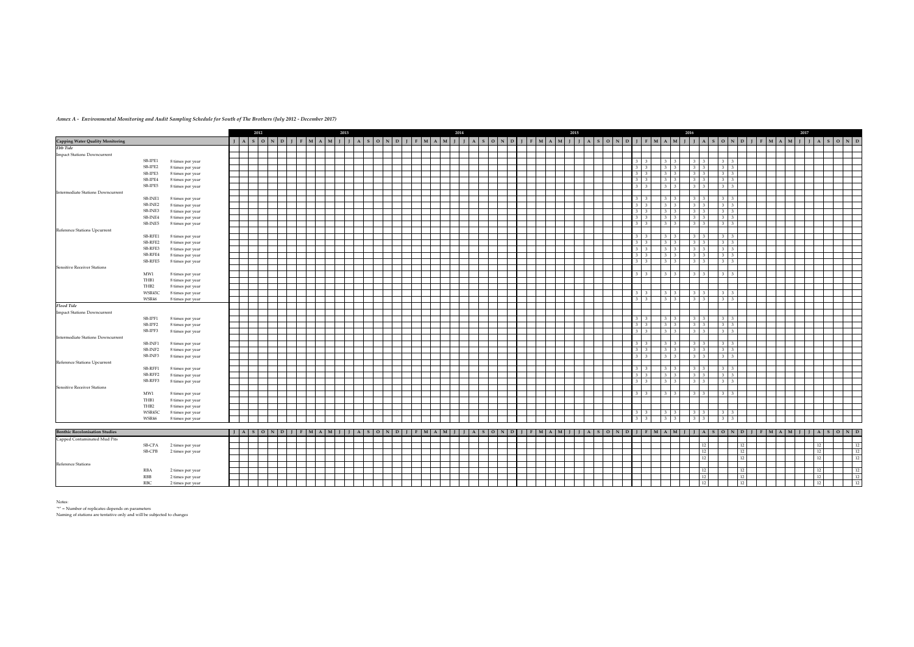***Annex A - Environmental Monitoring and Audit Sampling Schedule for South of The Brothers (July 2012 - December 2017)***

| | | 2012 | | | | | | 2013 | | | | | | | | | | | | 2014 | | | | | | | | | | | | 2015 | | | | | | | | | | | | 2016 | | | | | | | | | | | | 2017 | | | | | | | | | | | |
|---|---|---|---|---|---|---|---|---|---|---|---|---|---|---|---|---|---|---|---|---|---|---|---|---|---|---|---|---|---|---|---|---|---|---|---|---|---|---|---|---|---|---|---|---|---|---|---|---|---|---|---|---|---|---|---|---|---|---|---|---|---|---|---|---|---|---|---|
| **Capping Water Quality Monitoring** | | J | A | S | O | N | D | J | F | M | A | M | J | J | A | S | O | N | D | J | F | M | A | M | J | J | A | S | O | N | D | J | F | M | A | M | J | J | A | S | O | N | D | J | F | M | A | M | J | J | A | S | O | N | D | J | F | M | A | M | J | J | A | S | O | N | D |
| ***Ebb Tide*** | | | | | | | | | | | | | | | | | | | | | | | | | | | | | | | | | | | | | | | | | | | | | | | | | | | | | | | | | | | | | | | | | |
| Impact Stations Downcurrent | | | | | | | | | | | | | | | | | | | | | | | | | | | | | | | | | | | | | | | | | | | | | | | | | | | | | | | | | | | | | | | | | |
| SB-IPE1 | 8 times per year | | | | | | | | | | | | | | | | | | | | | | | | | | | | | | | | | | | | | | | | | | | 3 | 3 | | 3 | 3 | | 3 | 3 | | 3 | 3 | | | | | | | | | | | | | |
| SB-IPE2 | 8 times per year | | | | | | | | | | | | | | | | | | | | | | | | | | | | | | | | | | | | | | | | | | | 3 | 3 | | 3 | 3 | | 3 | 3 | | 3 | 3 | | | | | | | | | | | | | |
| SB-IPE3 | 8 times per year | | | | | | | | | | | | | | | | | | | | | | | | | | | | | | | | | | | | | | | | | | | 3 | 3 | | 3 | 3 | | 3 | 3 | | 3 | 3 | | | | | | | | | | | | | |
| SB-IPE4 | 8 times per year | | | | | | | | | | | | | | | | | | | | | | | | | | | | | | | | | | | | | | | | | | | 3 | 3 | | 3 | 3 | | 3 | 3 | | 3 | 3 | | | | | | | | | | | | | |
| SB-IPE5 | 8 times per year | | | | | | | | | | | | | | | | | | | | | | | | | | | | | | | | | | | | | | | | | | | 3 | 3 | | 3 | 3 | | 3 | 3 | | 3 | 3 | | | | | | | | | | | | | |
| Intermediate Stations Downcurrent | | | | | | | | | | | | | | | | | | | | | | | | | | | | | | | | | | | | | | | | | | | | | | | | | | | | | | | | | | | | | | | | | |
| SB-INE1 | 8 times per year | | | | | | | | | | | | | | | | | | | | | | | | | | | | | | | | | | | | | | | | | | | 3 | 3 | | 3 | 3 | | 3 | 3 | | 3 | 3 | | | | | | | | | | | | | |
| SB-INE2 | 8 times per year | | | | | | | | | | | | | | | | | | | | | | | | | | | | | | | | | | | | | | | | | | | 3 | 3 | | 3 | 3 | | 3 | 3 | | 3 | 3 | | | | | | | | | | | | | |
| SB-INE3 | 8 times per year | | | | | | | | | | | | | | | | | | | | | | | | | | | | | | | | | | | | | | | | | | | 3 | 3 | | 3 | 3 | | 3 | 3 | | 3 | 3 | | | | | | | | | | | | | |
| SB-INE4 | 8 times per year | | | | | | | | | | | | | | | | | | | | | | | | | | | | | | | | | | | | | | | | | | | 3 | 3 | | 3 | 3 | | 3 | 3 | | 3 | 3 | | | | | | | | | | | | | |
| SB-INE5 | 8 times per year | | | | | | | | | | | | | | | | | | | | | | | | | | | | | | | | | | | | | | | | | | | 3 | 3 | | 3 | 3 | | 3 | 3 | | 3 | 3 | | | | | | | | | | | | | |
| Reference Stations Upcurrent | | | | | | | | | | | | | | | | | | | | | | | | | | | | | | | | | | | | | | | | | | | | | | | | | | | | | | | | | | | | | | | | | |
| SB-RFE1 | 8 times per year | | | | | | | | | | | | | | | | | | | | | | | | | | | | | | | | | | | | | | | | | | | 3 | 3 | | 3 | 3 | | 3 | 3 | | 3 | 3 | | | | | | | | | | | | | |
| SB-RFE2 | 8 times per year | | | | | | | | | | | | | | | | | | | | | | | | | | | | | | | | | | | | | | | | | | | 3 | 3 | | 3 | 3 | | 3 | 3 | | 3 | 3 | | | | | | | | | | | | | |
| SB-RFE3 | 8 times per year | | | | | | | | | | | | | | | | | | | | | | | | | | | | | | | | | | | | | | | | | | | 3 | 3 | | 3 | 3 | | 3 | 3 | | 3 | 3 | | | | | | | | | | | | | |
| SB-RFE4 | 8 times per year | | | | | | | | | | | | | | | | | | | | | | | | | | | | | | | | | | | | | | | | | | | 3 | 3 | | 3 | 3 | | 3 | 3 | | 3 | 3 | | | | | | | | | | | | | |
| SB-RFE5 | 8 times per year | | | | | | | | | | | | | | | | | | | | | | | | | | | | | | | | | | | | | | | | | | | 3 | 3 | | 3 | 3 | | 3 | 3 | | 3 | 3 | | | | | | | | | | | | | |
| Sensitive Receiver Stations | | | | | | | | | | | | | | | | | | | | | | | | | | | | | | | | | | | | | | | | | | | | | | | | | | | | | | | | | | | | | | | | | |
| MW1 | 8 times per year | | | | | | | | | | | | | | | | | | | | | | | | | | | | | | | | | | | | | | | | | | | 3 | 3 | | 3 | 3 | | 3 | 3 | | 3 | 3 | | | | | | | | | | | | | |
| THB1 | 8 times per year | | | | | | | | | | | | | | | | | | | | | | | | | | | | | | | | | | | | | | | | | | | | | | | | | | | | | | | | | | | | | | | | |
| THB2 | 8 times per year | | | | | | | | | | | | | | | | | | | | | | | | | | | | | | | | | | | | | | | | | | | | | | | | | | | | | | | | | | | | | | | | |
| WSR45C | 8 times per year | | | | | | | | | | | | | | | | | | | | | | | | | | | | | | | | | | | | | | | | | | | 3 | 3 | | 3 | 3 | | 3 | 3 | | 3 | 3 | | | | | | | | | | | | | |
| WSR46 | 8 times per year | | | | | | | | | | | | | | | | | | | | | | | | | | | | | | | | | | | | | | | | | | | 3 | 3 | | 3 | 3 | | 3 | 3 | | 3 | 3 | | | | | | | | | | | | | |
| ***Flood Tide*** | | | | | | | | | | | | | | | | | | | | | | | | | | | | | | | | | | | | | | | | | | | | | | | | | | | | | | | | | | | | | | | | | |
| Impact Stations Downcurrent | | | | | | | | | | | | | | | | | | | | | | | | | | | | | | | | | | | | | | | | | | | | | | | | | | | | | | | | | | | | | | | | | |
| SB-IPF1 | 8 times per year | | | | | | | | | | | | | | | | | | | | | | | | | | | | | | | | | | | | | | | | | | | 3 | 3 | | 3 | 3 | | 3 | 3 | | 3 | 3 | | | | | | | | | | | | | |
| SB-IPF2 | 8 times per year | | | | | | | | | | | | | | | | | | | | | | | | | | | | | | | | | | | | | | | | | | | 3 | 3 | | 3 | 3 | | 3 | 3 | | 3 | 3 | | | | | | | | | | | | | |
| SB-IPF3 | 8 times per year | | | | | | | | | | | | | | | | | | | | | | | | | | | | | | | | | | | | | | | | | | | 3 | 3 | | 3 | 3 | | 3 | 3 | | 3 | 3 | | | | | | | | | | | | | |
| Intermediate Stations Downcurrent | | | | | | | | | | | | | | | | | | | | | | | | | | | | | | | | | | | | | | | | | | | | | | | | | | | | | | | | | | | | | | | | | |
| SB-INF1 | 8 times per year | | | | | | | | | | | | | | | | | | | | | | | | | | | | | | | | | | | | | | | | | | | 3 | 3 | | 3 | 3 | | 3 | 3 | | 3 | 3 | | | | | | | | | | | | | |
| SB-INF2 | 8 times per year | | | | | | | | | | | | | | | | | | | | | | | | | | | | | | | | | | | | | | | | | | | 3 | 3 | | 3 | 3 | | 3 | 3 | | 3 | 3 | | | | | | | | | | | | | |
| SB-INF3 | 8 times per year | | | | | | | | | | | | | | | | | | | | | | | | | | | | | | | | | | | | | | | | | | | 3 | 3 | | 3 | 3 | | 3 | 3 | | 3 | 3 | | | | | | | | | | | | | |
| Reference Stations Upcurrent | | | | | | | | | | | | | | | | | | | | | | | | | | | | | | | | | | | | | | | | | | | | | | | | | | | | | | | | | | | | | | | | | |
| SB-RFF1 | 8 times per year | | | | | | | | | | | | | | | | | | | | | | | | | | | | | | | | | | | | | | | | | | | 3 | 3 | | 3 | 3 | | 3 | 3 | | 3 | 3 | | | | | | | | | | | | | |
| SB-RFF2 | 8 times per year | | | | | | | | | | | | | | | | | | | | | | | | | | | | | | | | | | | | | | | | | | | 3 | 3 | | 3 | 3 | | 3 | 3 | | 3 | 3 | | | | | | | | | | | | | |
| SB-RFF3 | 8 times per year | | | | | | | | | | | | | | | | | | | | | | | | | | | | | | | | | | | | | | | | | | | 3 | 3 | | 3 | 3 | | 3 | 3 | | 3 | 3 | | | | | | | | | | | | | |
| Sensitive Receiver Stations | | | | | | | | | | | | | | | | | | | | | | | | | | | | | | | | | | | | | | | | | | | | | | | | | | | | | | | | | | | | | | | | | |
| MW1 | 8 times per year | | | | | | | | | | | | | | | | | | | | | | | | | | | | | | | | | | | | | | | | | | | 3 | 3 | | 3 | 3 | | 3 | 3 | | 3 | 3 | | | | | | | | | | | | | |
| THB1 | 8 times per year | | | | | | | | | | | | | | | | | | | | | | | | | | | | | | | | | | | | | | | | | | | | | | | | | | | | | | | | | | | | | | | | |
| THB2 | 8 times per year | | | | | | | | | | | | | | | | | | | | | | | | | | | | | | | | | | | | | | | | | | | | | | | | | | | | | | | | | | | | | | | | |
| WSR45C | 8 times per year | | | | | | | | | | | | | | | | | | | | | | | | | | | | | | | | | | | | | | | | | | | 3 | 3 | | 3 | 3 | | 3 | 3 | | 3 | 3 | | | | | | | | | | | | | |
| WSR46 | 8 times per year | | | | | | | | | | | | | | | | | | | | | | | | | | | | | | | | | | | | | | | | | | | 3 | 3 | | 3 | 3 | | 3 | 3 | | 3 | 3 | | | | | | | | | | | | | |

| **Benthic Recolonisation Studies** | | J | A | S | O | N | D | J | F | M | A | M | J | J | A | S | O | N | D | J | F | M | A | M | J | J | A | S | O | N | D | J | F | M | A | M | J | J | A | S | O | N | D | J | F | M | A | M | J | J | A | S | O | N | D | J | F | M | A | M | J | J | A | S | O | N | D |
|---|---|---|---|---|---|---|---|---|---|---|---|---|---|---|---|---|---|---|---|---|---|---|---|---|---|---|---|---|---|---|---|---|---|---|---|---|---|---|---|---|---|---|---|---|---|---|---|---|---|---|---|---|---|---|---|---|---|---|---|---|---|---|---|---|---|---|---|
| Capped Contaminated Mud Pits | | | | | | | | | | | | | | | | | | | | | | | | | | | | | | | | | | | | | | | | | | | | | | | | | | | | | | | | | | | | | | | | | |
| SB-CPA | 2 times per year | | | | | | | | | | | | | | | | | | | | | | | | | | | | | | | | | | | | | | | | | | | | | | | | | | 12 | | | | 12 | | | | | | | | 12 | | | | 12 |
| SB-CPB | 2 times per year | | | | | | | | | | | | | | | | | | | | | | | | | | | | | | | | | | | | | | | | | | | | | | | | | | 12 | | | | 12 | | | | | | | | 12 | | | | 12 |
| | | | | | | | | | | | | | | | | | | | | | | | | | | | | | | | | | | | | | | | | | | | | | | | | | | | 12 | | | | 12 | | | | | | | | 12 | | | | 12 |
| Reference Stations | | | | | | | | | | | | | | | | | | | | | | | | | | | | | | | | | | | | | | | | | | | | | | | | | | | | | | | | | | | | | | | | | |
| RBA | 2 times per year | | | | | | | | | | | | | | | | | | | | | | | | | | | | | | | | | | | | | | | | | | | | | | | | | | 12 | | | | 12 | | | | | | | | 12 | | | | 12 |
| RBB | 2 times per year | | | | | | | | | | | | | | | | | | | | | | | | | | | | | | | | | | | | | | | | | | | | | | | | | | 12 | | | | 12 | | | | | | | | 12 | | | | 12 |
| RBC | 2 times per year | | | | | | | | | | | | | | | | | | | | | | | | | | | | | | | | | | | | | | | | | | | | | | | | | | 12 | | | | 12 | | | | | | | | 12 | | | | 12 |

Notes:

"*" = Number of replicates depends on parameters

Naming of stations are tentative only and will be subjected to changes